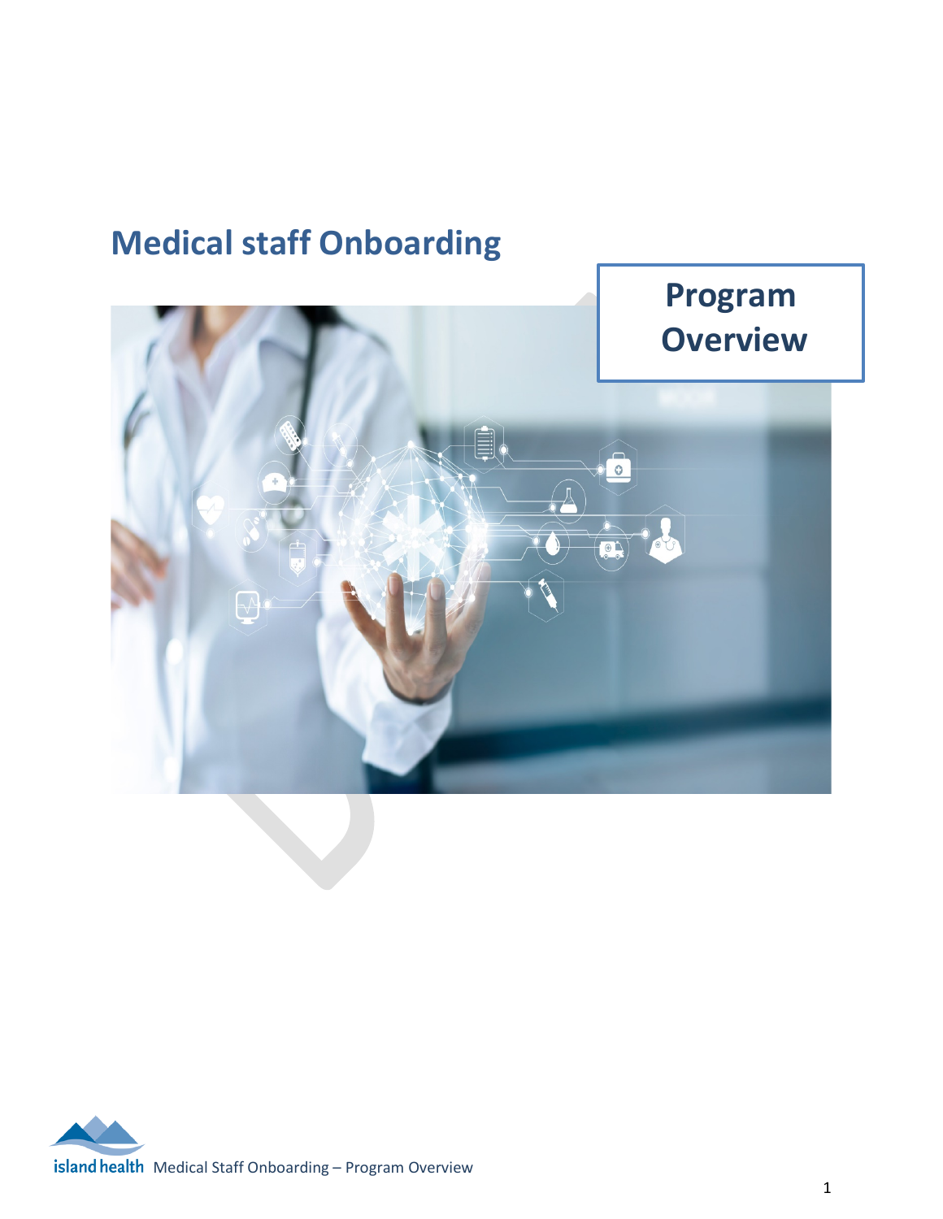# Medical staff Onboarding

## Program Overview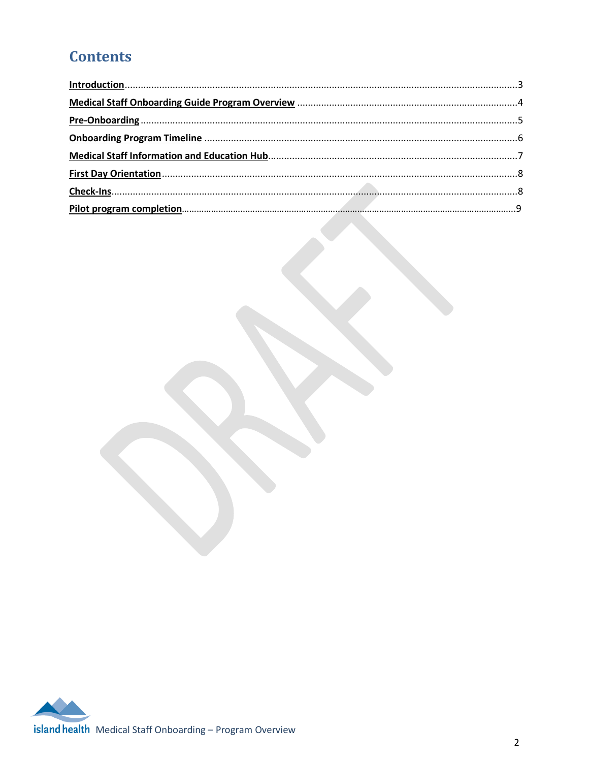# Contents

Introduction....................................................................................................................................3

Medical Staff Onboarding Guide Program Overview ..................................................................................4

Pre-Onboarding ...............................................................................................................................5

Onboarding Program Timeline ...........................................................................................................6

Medical Staff Information and Education Hub.......................................................................................7

First Day Orientation.........................................................................................................................8

Check-Ins..........................................................................................................................................8

Pilot program completion....................................................................................................................9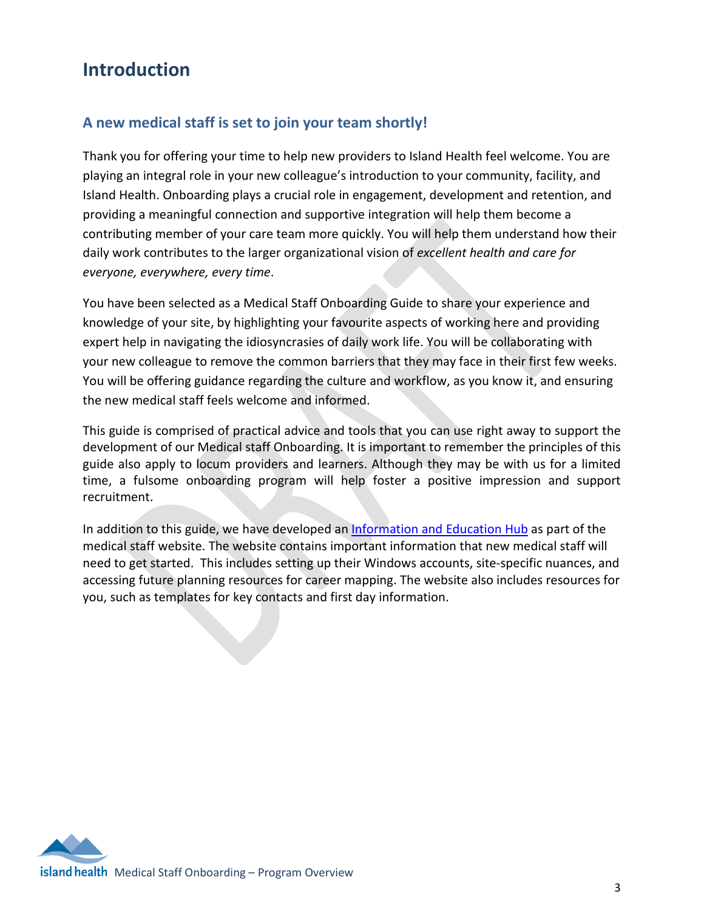# Introduction

## A new medical staff is set to join your team shortly!

Thank you for offering your time to help new providers to Island Health feel welcome. You are playing an integral role in your new colleague's introduction to your community, facility, and Island Health. Onboarding plays a crucial role in engagement, development and retention, and providing a meaningful connection and supportive integration will help them become a contributing member of your care team more quickly. You will help them understand how their daily work contributes to the larger organizational vision of *excellent health and care for everyone, everywhere, every time*.

You have been selected as a Medical Staff Onboarding Guide to share your experience and knowledge of your site, by highlighting your favourite aspects of working here and providing expert help in navigating the idiosyncrasies of daily work life. You will be collaborating with your new colleague to remove the common barriers that they may face in their first few weeks. You will be offering guidance regarding the culture and workflow, as you know it, and ensuring the new medical staff feels welcome and informed.

This guide is comprised of practical advice and tools that you can use right away to support the development of our Medical staff Onboarding. It is important to remember the principles of this guide also apply to locum providers and learners. Although they may be with us for a limited time, a fulsome onboarding program will help foster a positive impression and support recruitment.

In addition to this guide, we have developed an Information and Education Hub as part of the medical staff website. The website contains important information that new medical staff will need to get started. This includes setting up their Windows accounts, site-specific nuances, and accessing future planning resources for career mapping. The website also includes resources for you, such as templates for key contacts and first day information.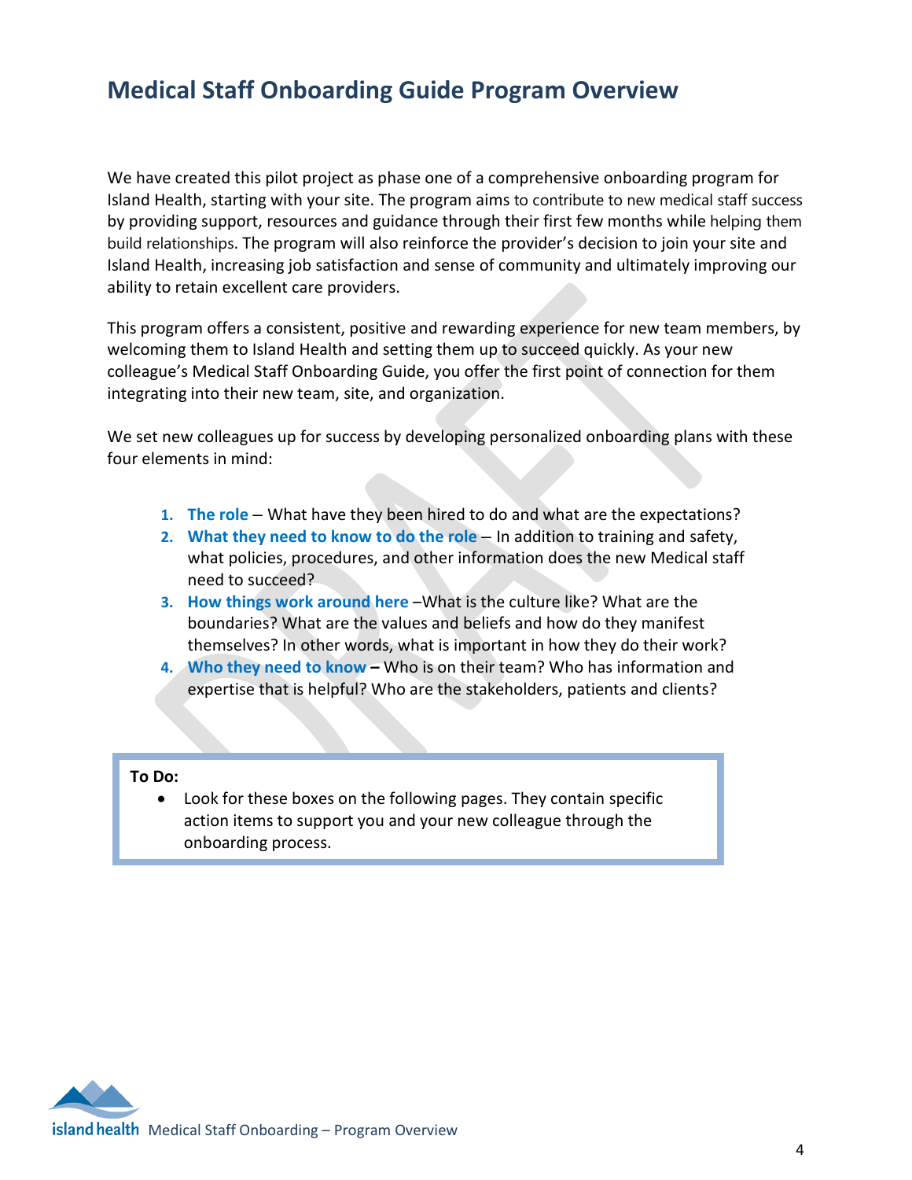# Medical Staff Onboarding Guide Program Overview

We have created this pilot project as phase one of a comprehensive onboarding program for Island Health, starting with your site. The program aims to contribute to new medical staff success by providing support, resources and guidance through their first few months while helping them build relationships. The program will also reinforce the provider's decision to join your site and Island Health, increasing job satisfaction and sense of community and ultimately improving our ability to retain excellent care providers.

This program offers a consistent, positive and rewarding experience for new team members, by welcoming them to Island Health and setting them up to succeed quickly. As your new colleague's Medical Staff Onboarding Guide, you offer the first point of connection for them integrating into their new team, site, and organization.

We set new colleagues up for success by developing personalized onboarding plans with these four elements in mind:

1. **The role** – What have they been hired to do and what are the expectations?
2. **What they need to know to do the role** – In addition to training and safety, what policies, procedures, and other information does the new Medical staff need to succeed?
3. **How things work around here** –What is the culture like? What are the boundaries? What are the values and beliefs and how do they manifest themselves? In other words, what is important in how they do their work?
4. **Who they need to know –** Who is on their team? Who has information and expertise that is helpful? Who are the stakeholders, patients and clients?

**To Do:**

- Look for these boxes on the following pages. They contain specific action items to support you and your new colleague through the onboarding process.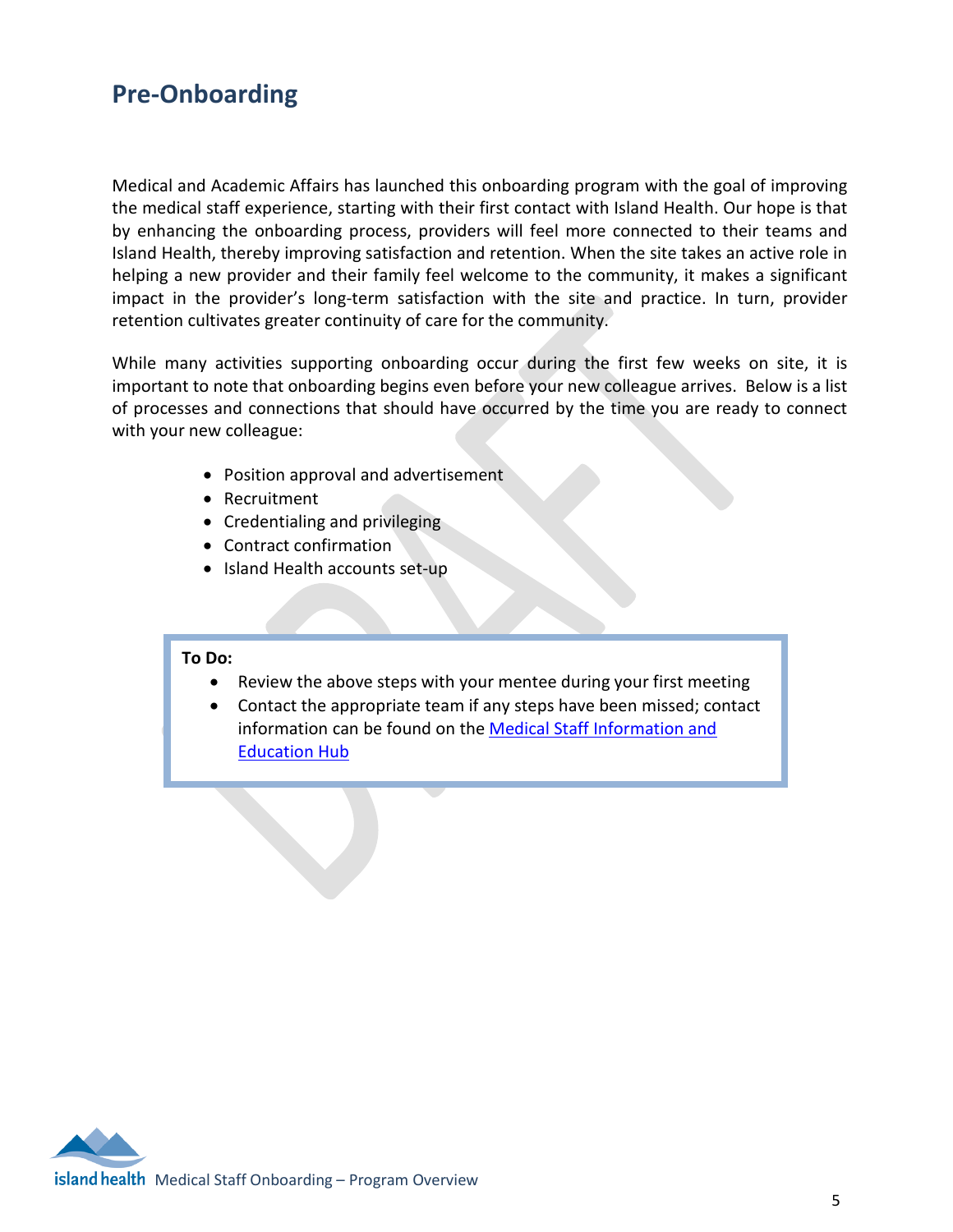## Pre-Onboarding

Medical and Academic Affairs has launched this onboarding program with the goal of improving the medical staff experience, starting with their first contact with Island Health. Our hope is that by enhancing the onboarding process, providers will feel more connected to their teams and Island Health, thereby improving satisfaction and retention. When the site takes an active role in helping a new provider and their family feel welcome to the community, it makes a significant impact in the provider's long-term satisfaction with the site and practice. In turn, provider retention cultivates greater continuity of care for the community.

While many activities supporting onboarding occur during the first few weeks on site, it is important to note that onboarding begins even before your new colleague arrives. Below is a list of processes and connections that should have occurred by the time you are ready to connect with your new colleague:

- Position approval and advertisement
- Recruitment
- Credentialing and privileging
- Contract confirmation
- Island Health accounts set-up

**To Do:**

- Review the above steps with your mentee during your first meeting
- Contact the appropriate team if any steps have been missed; contact information can be found on the Medical Staff Information and Education Hub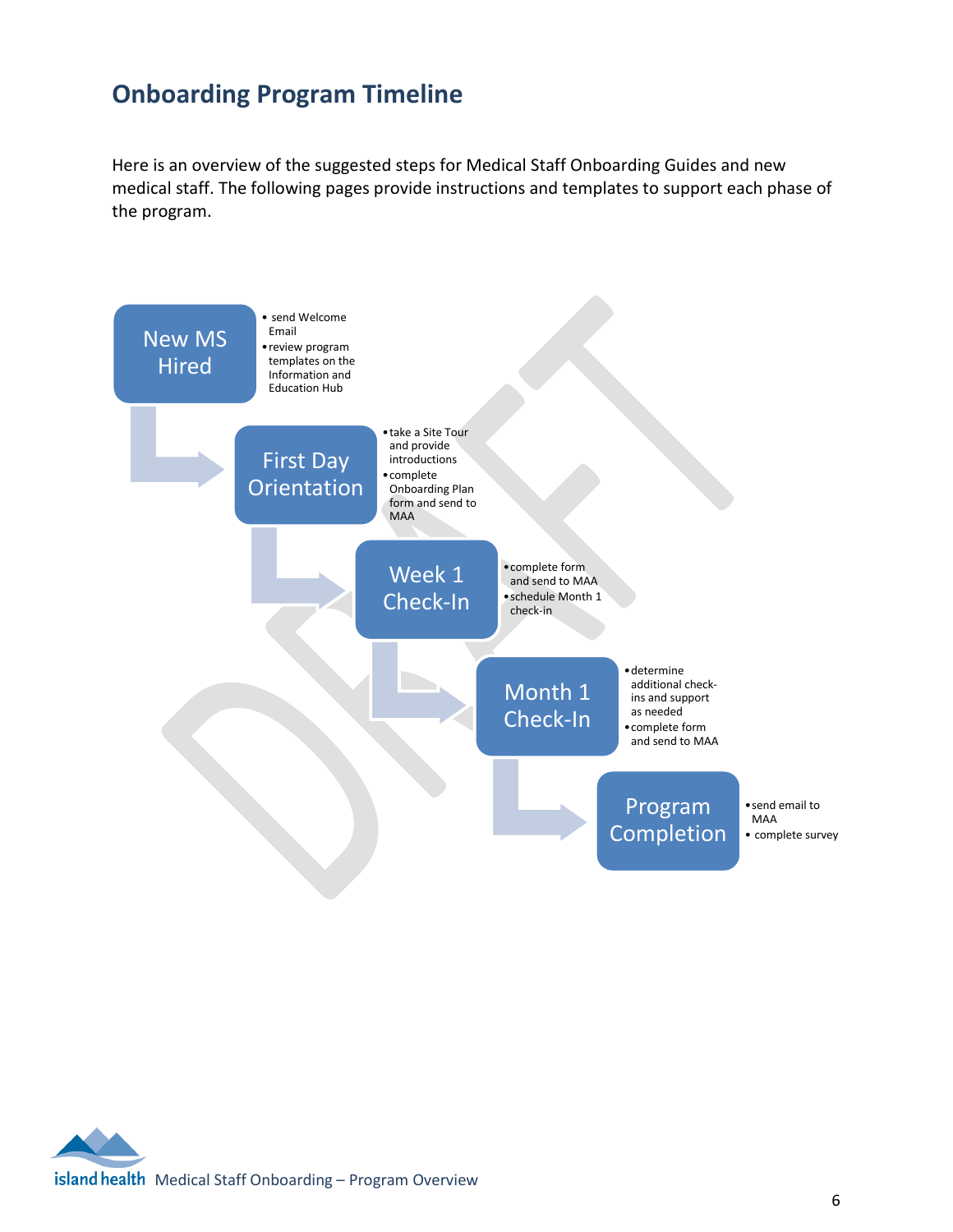## Onboarding Program Timeline

Here is an overview of the suggested steps for Medical Staff Onboarding Guides and new medical staff. The following pages provide instructions and templates to support each phase of the program.

**New MS Hired**

- send Welcome Email
- review program templates on the Information and Education Hub

**First Day Orientation**

- take a Site Tour and provide introductions
- complete Onboarding Plan form and send to MAA

**Week 1 Check-In**

- complete form and send to MAA
- schedule Month 1 check-in

**Month 1 Check-In**

- determine additional check-ins and support as needed
- complete form and send to MAA

**Program Completion**

- send email to MAA
- complete survey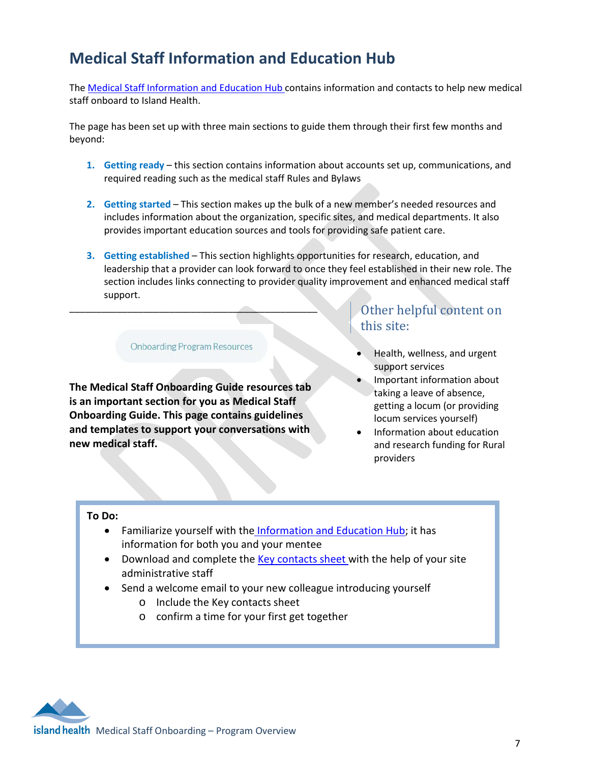# Medical Staff Information and Education Hub

The Medical Staff Information and Education Hub contains information and contacts to help new medical staff onboard to Island Health.

The page has been set up with three main sections to guide them through their first few months and beyond:

1. **Getting ready** – this section contains information about accounts set up, communications, and required reading such as the medical staff Rules and Bylaws
2. **Getting started** – This section makes up the bulk of a new member's needed resources and includes information about the organization, specific sites, and medical departments. It also provides important education sources and tools for providing safe patient care.
3. **Getting established** – This section highlights opportunities for research, education, and leadership that a provider can look forward to once they feel established in their new role. The section includes links connecting to provider quality improvement and enhanced medical staff support.

---

Onboarding Program Resources

**The Medical Staff Onboarding Guide resources tab is an important section for you as Medical Staff Onboarding Guide. This page contains guidelines and templates to support your conversations with new medical staff.**

## Other helpful content on this site:

- Health, wellness, and urgent support services
- Important information about taking a leave of absence, getting a locum (or providing locum services yourself)
- Information about education and research funding for Rural providers

**To Do:**

- Familiarize yourself with the Information and Education Hub; it has information for both you and your mentee
- Download and complete the Key contacts sheet with the help of your site administrative staff
- Send a welcome email to your new colleague introducing yourself
  - Include the Key contacts sheet
  - confirm a time for your first get together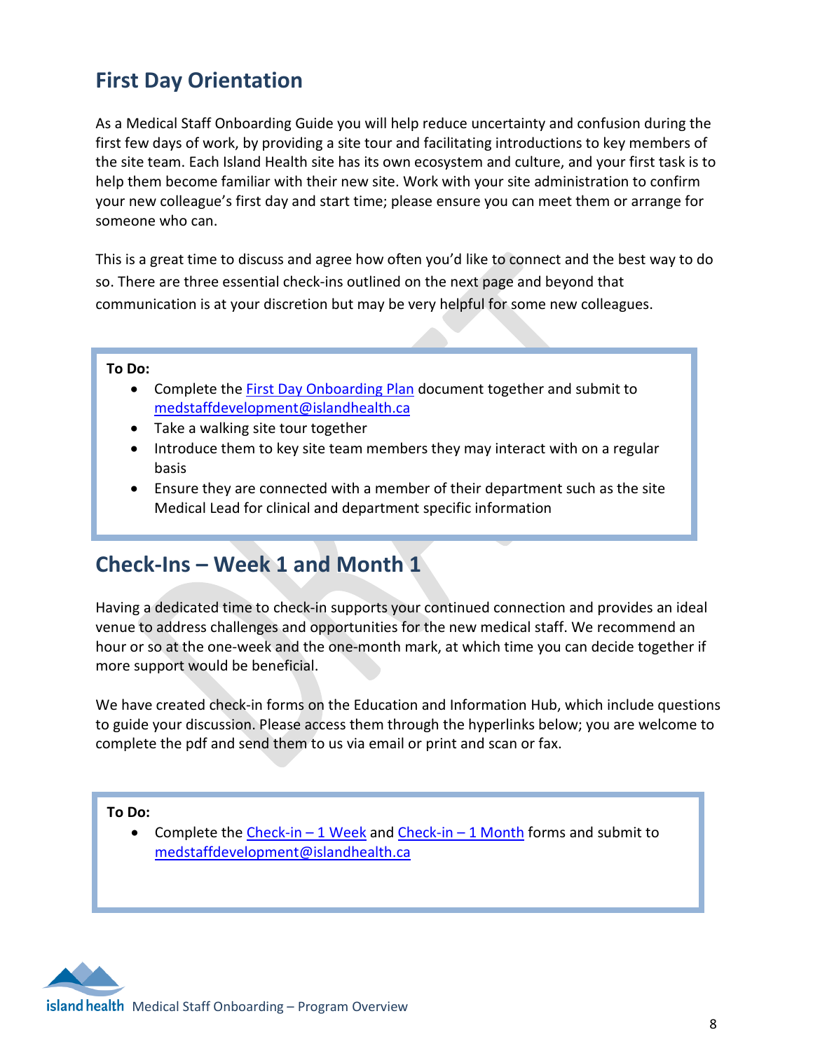## First Day Orientation

As a Medical Staff Onboarding Guide you will help reduce uncertainty and confusion during the first few days of work, by providing a site tour and facilitating introductions to key members of the site team. Each Island Health site has its own ecosystem and culture, and your first task is to help them become familiar with their new site. Work with your site administration to confirm your new colleague's first day and start time; please ensure you can meet them or arrange for someone who can.

This is a great time to discuss and agree how often you'd like to connect and the best way to do so. There are three essential check-ins outlined on the next page and beyond that communication is at your discretion but may be very helpful for some new colleagues.

**To Do:**

- Complete the First Day Onboarding Plan document together and submit to medstaffdevelopment@islandhealth.ca
- Take a walking site tour together
- Introduce them to key site team members they may interact with on a regular basis
- Ensure they are connected with a member of their department such as the site Medical Lead for clinical and department specific information

## Check-Ins – Week 1 and Month 1

Having a dedicated time to check-in supports your continued connection and provides an ideal venue to address challenges and opportunities for the new medical staff. We recommend an hour or so at the one-week and the one-month mark, at which time you can decide together if more support would be beneficial.

We have created check-in forms on the Education and Information Hub, which include questions to guide your discussion. Please access them through the hyperlinks below; you are welcome to complete the pdf and send them to us via email or print and scan or fax.

**To Do:**

- Complete the Check-in – 1 Week and Check-in – 1 Month forms and submit to medstaffdevelopment@islandhealth.ca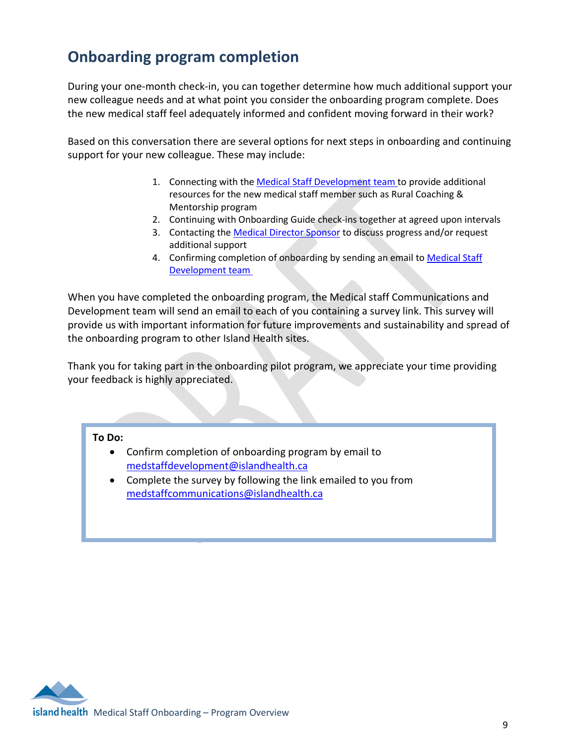## Onboarding program completion

During your one-month check-in, you can together determine how much additional support your new colleague needs and at what point you consider the onboarding program complete. Does the new medical staff feel adequately informed and confident moving forward in their work?

Based on this conversation there are several options for next steps in onboarding and continuing support for your new colleague. These may include:

1. Connecting with the Medical Staff Development team to provide additional resources for the new medical staff member such as Rural Coaching & Mentorship program
2. Continuing with Onboarding Guide check-ins together at agreed upon intervals
3. Contacting the Medical Director Sponsor to discuss progress and/or request additional support
4. Confirming completion of onboarding by sending an email to Medical Staff Development team

When you have completed the onboarding program, the Medical staff Communications and Development team will send an email to each of you containing a survey link. This survey will provide us with important information for future improvements and sustainability and spread of the onboarding program to other Island Health sites.

Thank you for taking part in the onboarding pilot program, we appreciate your time providing your feedback is highly appreciated.

**To Do:**

- Confirm completion of onboarding program by email to medstaffdevelopment@islandhealth.ca
- Complete the survey by following the link emailed to you from medstaffcommunications@islandhealth.ca